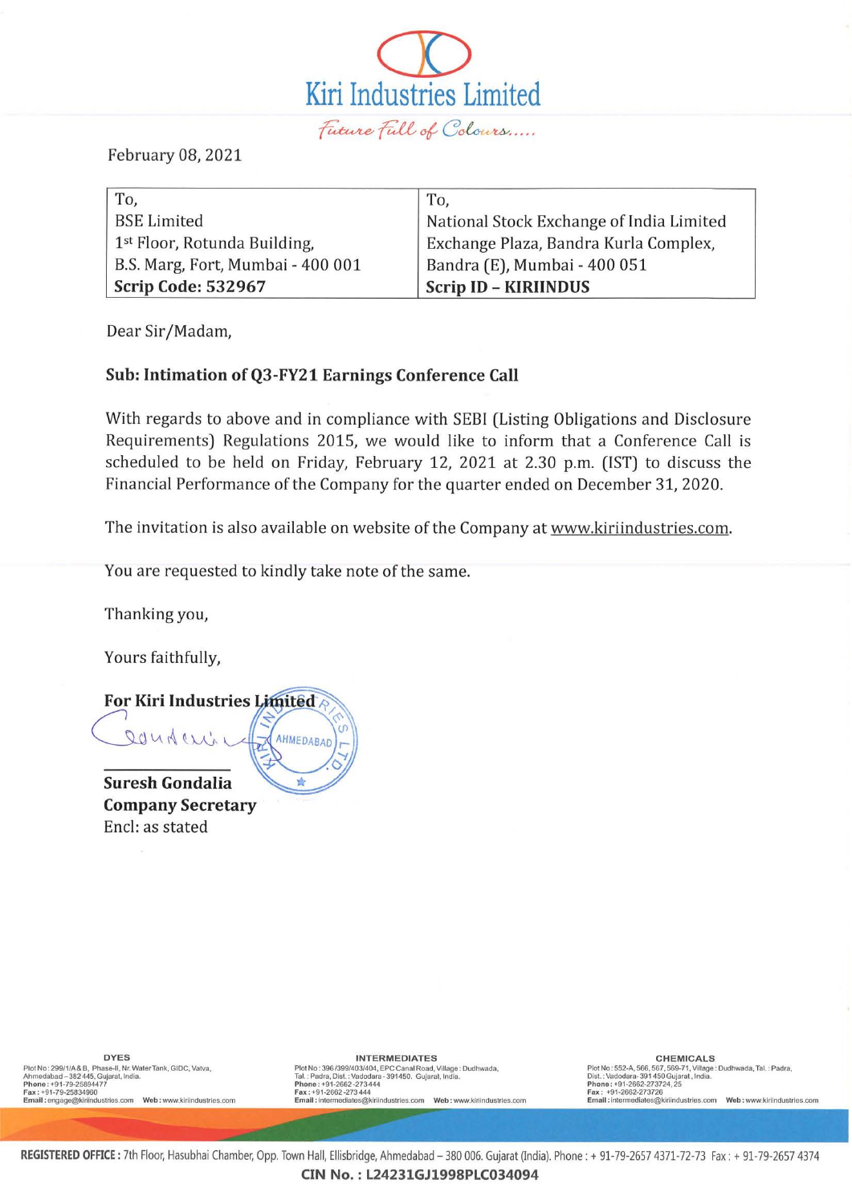# Kiri Industries Limited

*Future Full of Colours.....*

February 08, 2021

| To, | To, |
|---|---|
| BSE Limited | National Stock Exchange of India Limited |
| 1st Floor, Rotunda Building, | Exchange Plaza, Bandra Kurla Complex, |
| B.S. Marg, Fort, Mumbai - 400 001 | Bandra (E), Mumbai - 400 051 |
| **Scrip Code: 532967** | **Scrip ID – KIRIINDUS** |

Dear Sir/Madam,

**Sub: Intimation of Q3-FY21 Earnings Conference Call**

With regards to above and in compliance with SEBI (Listing Obligations and Disclosure Requirements) Regulations 2015, we would like to inform that a Conference Call is scheduled to be held on Friday, February 12, 2021 at 2.30 p.m. (IST) to discuss the Financial Performance of the Company for the quarter ended on December 31, 2020.

The invitation is also available on website of the Company at www.kiriindustries.com.

You are requested to kindly take note of the same.

Thanking you,

Yours faithfully,

**For Kiri Industries Limited**

**Suresh Gondalia**
**Company Secretary**
Encl: as stated

**DYES**
Plot No: 299/1/A & B, Phase-II, Nr. Water Tank, GIDC, Vatva, Ahmedabad – 382 445, Gujarat, India.
Phone: +91-79-25894477
Fax: +91-79-25834960
Email: engage@kiriindustries.com Web: www.kiriindustries.com

**INTERMEDIATES**
Plot No: 396 /399/403/404, EPC Canal Road, Village: Dudhwada, Tal.: Padra, Dist.: Vadodara - 391450. Gujarat, India.
Phone: +91-2662-273444
Fax: +91-2662-273444
Email: intermediates@kiriindustries.com Web: www.kiriindustries.com

**CHEMICALS**
Plot No: 552-A, 566, 567, 569-71, Village: Dudhwada, Tal.: Padra, Dist.: Vadodara- 391 450 Gujarat, India.
Phone: +91-2662-273724, 25
Fax: +91-2662-273726
Email: intermediates@kiriindustries.com Web: www.kiriindustries.com

**REGISTERED OFFICE:** 7th Floor, Hasubhai Chamber, Opp. Town Hall, Ellisbridge, Ahmedabad – 380 006. Gujarat (India). Phone: + 91-79-2657 4371-72-73 Fax: + 91-79-2657 4374

**CIN No. : L24231GJ1998PLC034094**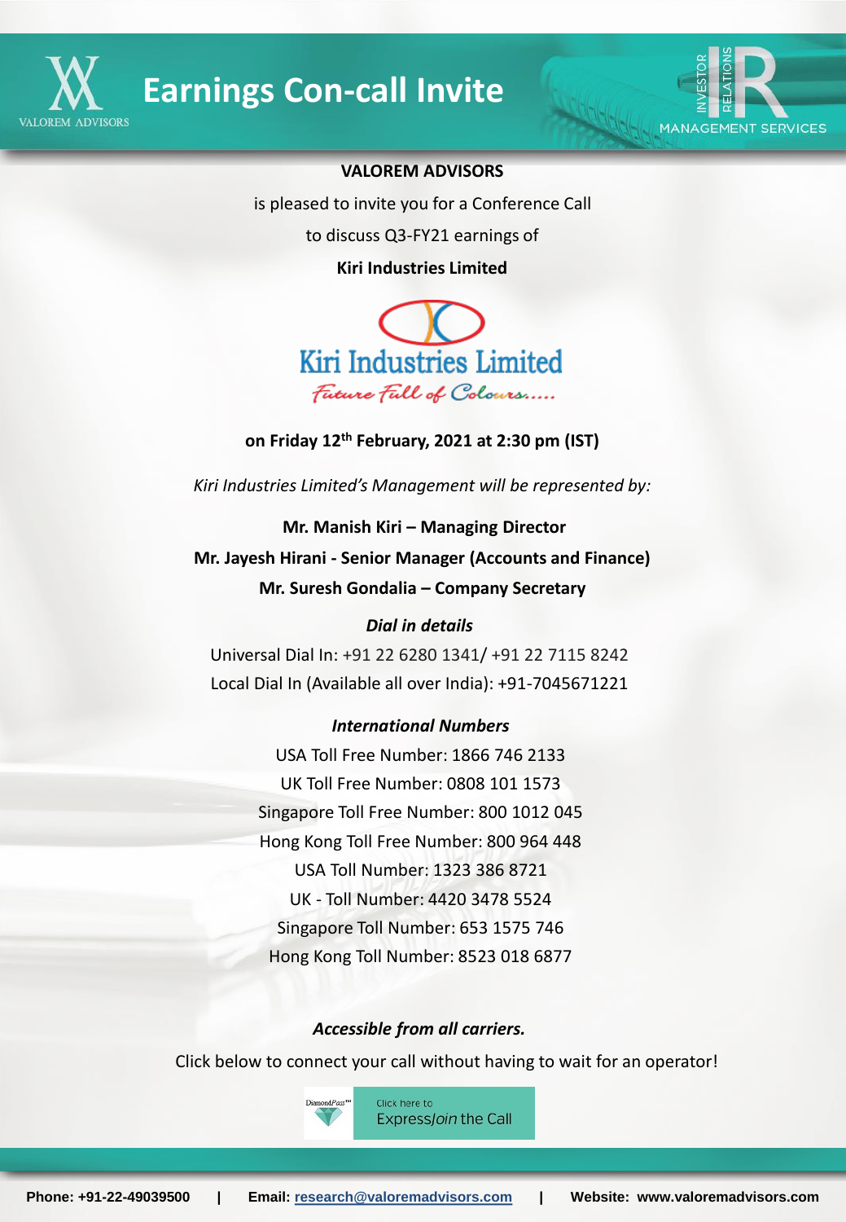# Earnings Con-call Invite

VALOREM ADVISORS

INVESTOR RELATIONS MANAGEMENT SERVICES

**VALOREM ADVISORS**

is pleased to invite you for a Conference Call

to discuss Q3-FY21 earnings of

**Kiri Industries Limited**

Kiri Industries Limited

*Future Full of Colours.....*

**on Friday 12th February, 2021 at 2:30 pm (IST)**

*Kiri Industries Limited's Management will be represented by:*

**Mr. Manish Kiri – Managing Director**

**Mr. Jayesh Hirani - Senior Manager (Accounts and Finance)**

**Mr. Suresh Gondalia – Company Secretary**

***Dial in details***

Universal Dial In: +91 22 6280 1341/ +91 22 7115 8242

Local Dial In (Available all over India): +91-7045671221

***International Numbers***

USA Toll Free Number: 1866 746 2133

UK Toll Free Number: 0808 101 1573

Singapore Toll Free Number: 800 1012 045

Hong Kong Toll Free Number: 800 964 448

USA Toll Number: 1323 386 8721

UK - Toll Number: 4420 3478 5524

Singapore Toll Number: 653 1575 746

Hong Kong Toll Number: 8523 018 6877

***Accessible from all carriers.***

Click below to connect your call without having to wait for an operator!

DiamondPass™ Click here to Express*Join* the Call

**Phone: +91-22-49039500 | Email: research@valoremadvisors.com | Website: www.valoremadvisors.com**